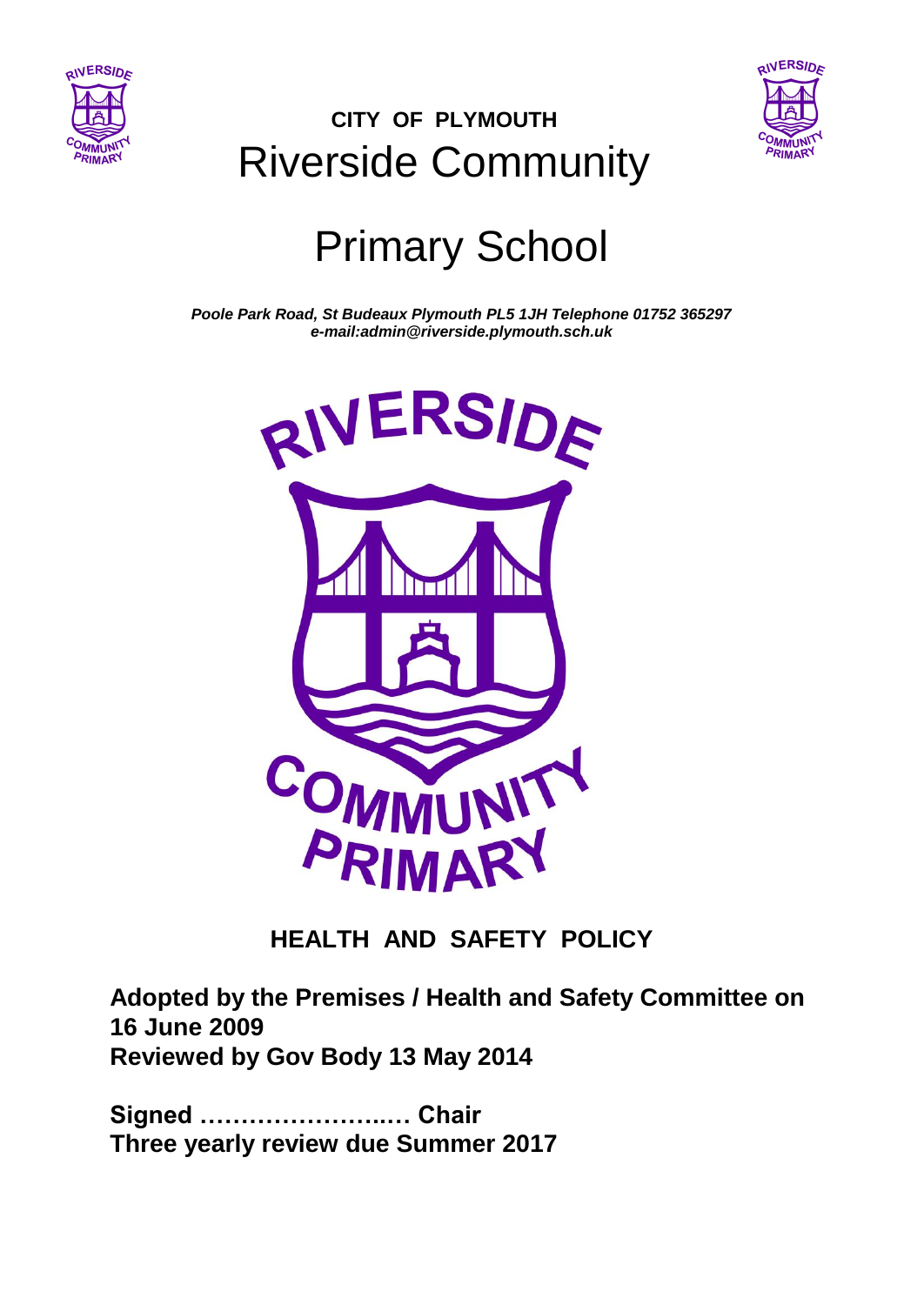**CITY OF PLYMOUTH**

# Riverside Community Primary School

***Poole Park Road, St Budeaux Plymouth PL5 1JH Telephone 01752 365297***
***e-mail:admin@riverside.plymouth.sch.uk***

## HEALTH AND SAFETY POLICY

**Adopted by the Premises / Health and Safety Committee on 16 June 2009**
**Reviewed by Gov Body 13 May 2014**

**Signed ………………….…. Chair**
**Three yearly review due Summer 2017**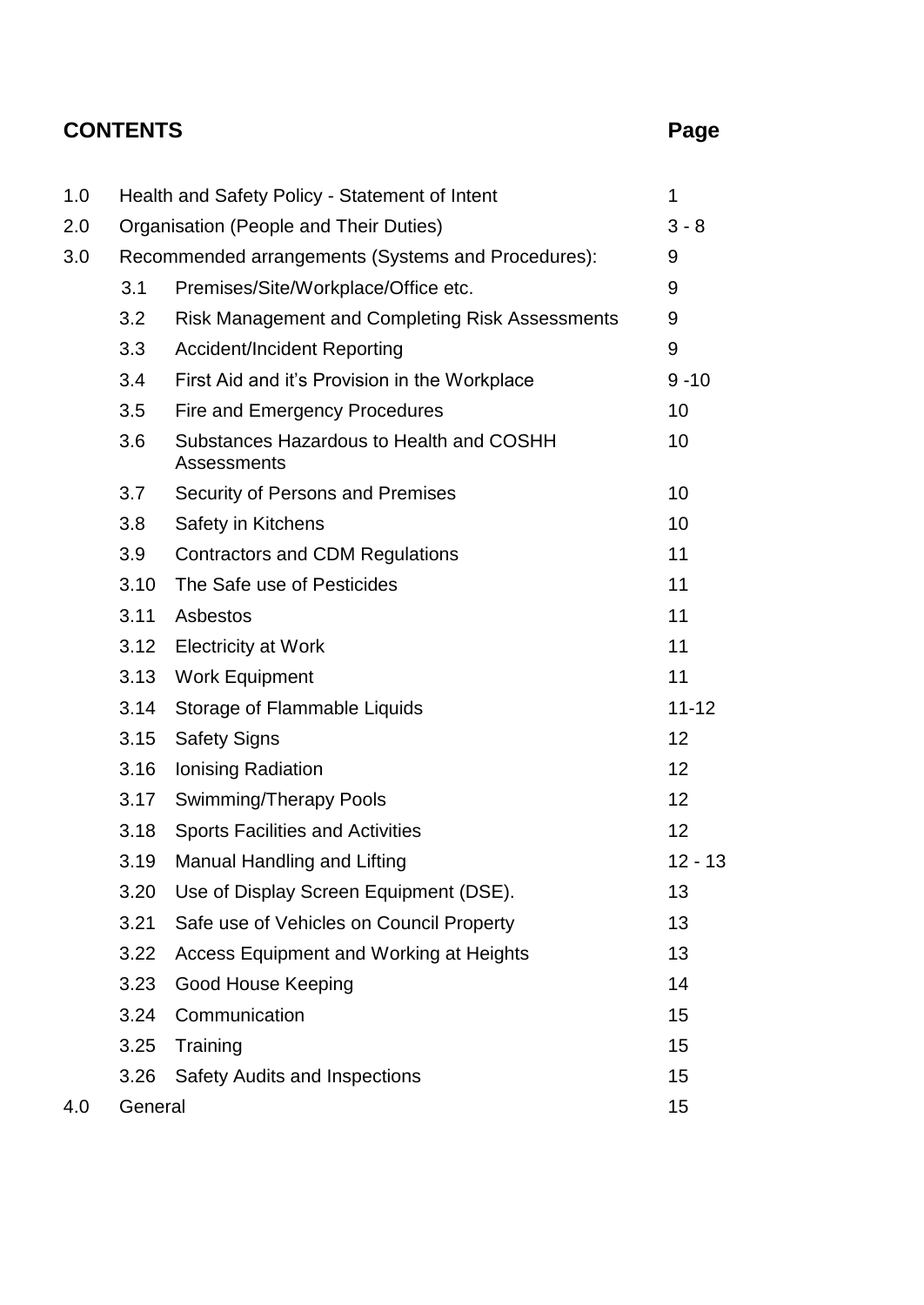## CONTENTS

| | | Page |
|---|---|---|
| 1.0 | Health and Safety Policy - Statement of Intent | 1 |
| 2.0 | Organisation (People and Their Duties) | 3 - 8 |
| 3.0 | Recommended arrangements (Systems and Procedures): | 9 |
| 3.1 | Premises/Site/Workplace/Office etc. | 9 |
| 3.2 | Risk Management and Completing Risk Assessments | 9 |
| 3.3 | Accident/Incident Reporting | 9 |
| 3.4 | First Aid and it's Provision in the Workplace | 9 -10 |
| 3.5 | Fire and Emergency Procedures | 10 |
| 3.6 | Substances Hazardous to Health and COSHH Assessments | 10 |
| 3.7 | Security of Persons and Premises | 10 |
| 3.8 | Safety in Kitchens | 10 |
| 3.9 | Contractors and CDM Regulations | 11 |
| 3.10 | The Safe use of Pesticides | 11 |
| 3.11 | Asbestos | 11 |
| 3.12 | Electricity at Work | 11 |
| 3.13 | Work Equipment | 11 |
| 3.14 | Storage of Flammable Liquids | 11-12 |
| 3.15 | Safety Signs | 12 |
| 3.16 | Ionising Radiation | 12 |
| 3.17 | Swimming/Therapy Pools | 12 |
| 3.18 | Sports Facilities and Activities | 12 |
| 3.19 | Manual Handling and Lifting | 12 - 13 |
| 3.20 | Use of Display Screen Equipment (DSE). | 13 |
| 3.21 | Safe use of Vehicles on Council Property | 13 |
| 3.22 | Access Equipment and Working at Heights | 13 |
| 3.23 | Good House Keeping | 14 |
| 3.24 | Communication | 15 |
| 3.25 | Training | 15 |
| 3.26 | Safety Audits and Inspections | 15 |
| 4.0 | General | 15 |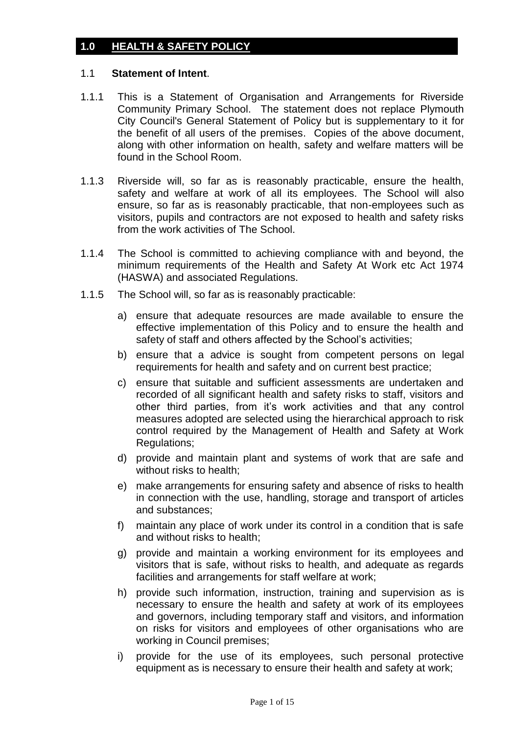## 1.0 HEALTH & SAFETY POLICY

### 1.1 **Statement of Intent**.

1.1.1 This is a Statement of Organisation and Arrangements for Riverside Community Primary School. The statement does not replace Plymouth City Council's General Statement of Policy but is supplementary to it for the benefit of all users of the premises. Copies of the above document, along with other information on health, safety and welfare matters will be found in the School Room.

1.1.3 Riverside will, so far as is reasonably practicable, ensure the health, safety and welfare at work of all its employees. The School will also ensure, so far as is reasonably practicable, that non-employees such as visitors, pupils and contractors are not exposed to health and safety risks from the work activities of The School.

1.1.4 The School is committed to achieving compliance with and beyond, the minimum requirements of the Health and Safety At Work etc Act 1974 (HASWA) and associated Regulations.

1.1.5 The School will, so far as is reasonably practicable:

a) ensure that adequate resources are made available to ensure the effective implementation of this Policy and to ensure the health and safety of staff and others affected by the School's activities;

b) ensure that a advice is sought from competent persons on legal requirements for health and safety and on current best practice;

c) ensure that suitable and sufficient assessments are undertaken and recorded of all significant health and safety risks to staff, visitors and other third parties, from it's work activities and that any control measures adopted are selected using the hierarchical approach to risk control required by the Management of Health and Safety at Work Regulations;

d) provide and maintain plant and systems of work that are safe and without risks to health;

e) make arrangements for ensuring safety and absence of risks to health in connection with the use, handling, storage and transport of articles and substances;

f) maintain any place of work under its control in a condition that is safe and without risks to health;

g) provide and maintain a working environment for its employees and visitors that is safe, without risks to health, and adequate as regards facilities and arrangements for staff welfare at work;

h) provide such information, instruction, training and supervision as is necessary to ensure the health and safety at work of its employees and governors, including temporary staff and visitors, and information on risks for visitors and employees of other organisations who are working in Council premises;

i) provide for the use of its employees, such personal protective equipment as is necessary to ensure their health and safety at work;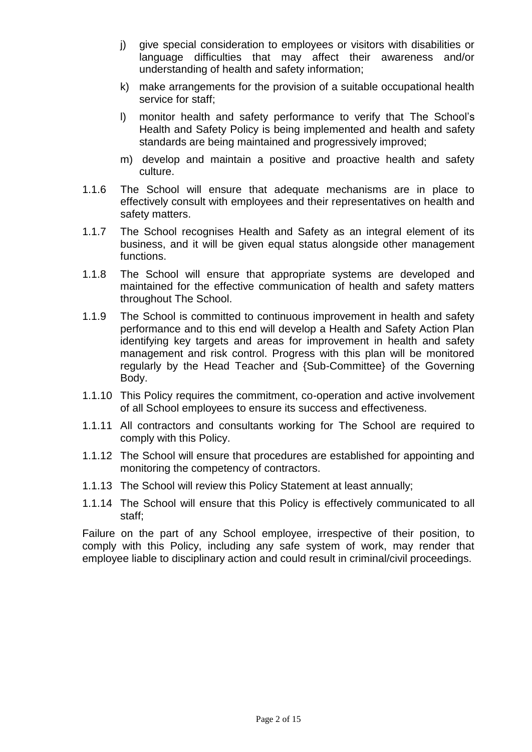j) give special consideration to employees or visitors with disabilities or language difficulties that may affect their awareness and/or understanding of health and safety information;

k) make arrangements for the provision of a suitable occupational health service for staff;

l) monitor health and safety performance to verify that The School's Health and Safety Policy is being implemented and health and safety standards are being maintained and progressively improved;

m) develop and maintain a positive and proactive health and safety culture.

1.1.6 The School will ensure that adequate mechanisms are in place to effectively consult with employees and their representatives on health and safety matters.

1.1.7 The School recognises Health and Safety as an integral element of its business, and it will be given equal status alongside other management functions.

1.1.8 The School will ensure that appropriate systems are developed and maintained for the effective communication of health and safety matters throughout The School.

1.1.9 The School is committed to continuous improvement in health and safety performance and to this end will develop a Health and Safety Action Plan identifying key targets and areas for improvement in health and safety management and risk control. Progress with this plan will be monitored regularly by the Head Teacher and {Sub-Committee} of the Governing Body.

1.1.10 This Policy requires the commitment, co-operation and active involvement of all School employees to ensure its success and effectiveness.

1.1.11 All contractors and consultants working for The School are required to comply with this Policy.

1.1.12 The School will ensure that procedures are established for appointing and monitoring the competency of contractors.

1.1.13 The School will review this Policy Statement at least annually;

1.1.14 The School will ensure that this Policy is effectively communicated to all staff;

Failure on the part of any School employee, irrespective of their position, to comply with this Policy, including any safe system of work, may render that employee liable to disciplinary action and could result in criminal/civil proceedings.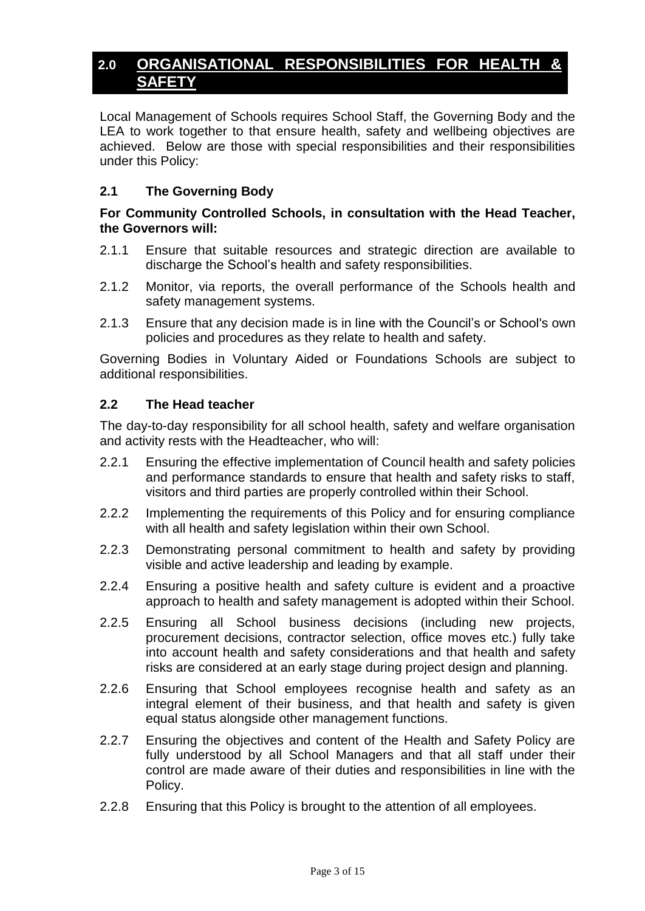## 2.0 ORGANISATIONAL RESPONSIBILITIES FOR HEALTH & SAFETY

Local Management of Schools requires School Staff, the Governing Body and the LEA to work together to that ensure health, safety and wellbeing objectives are achieved. Below are those with special responsibilities and their responsibilities under this Policy:

### 2.1 The Governing Body

**For Community Controlled Schools, in consultation with the Head Teacher, the Governors will:**

2.1.1 Ensure that suitable resources and strategic direction are available to discharge the School's health and safety responsibilities.

2.1.2 Monitor, via reports, the overall performance of the Schools health and safety management systems.

2.1.3 Ensure that any decision made is in line with the Council's or School's own policies and procedures as they relate to health and safety.

Governing Bodies in Voluntary Aided or Foundations Schools are subject to additional responsibilities.

### 2.2 The Head teacher

The day-to-day responsibility for all school health, safety and welfare organisation and activity rests with the Headteacher, who will:

2.2.1 Ensuring the effective implementation of Council health and safety policies and performance standards to ensure that health and safety risks to staff, visitors and third parties are properly controlled within their School.

2.2.2 Implementing the requirements of this Policy and for ensuring compliance with all health and safety legislation within their own School.

2.2.3 Demonstrating personal commitment to health and safety by providing visible and active leadership and leading by example.

2.2.4 Ensuring a positive health and safety culture is evident and a proactive approach to health and safety management is adopted within their School.

2.2.5 Ensuring all School business decisions (including new projects, procurement decisions, contractor selection, office moves etc.) fully take into account health and safety considerations and that health and safety risks are considered at an early stage during project design and planning.

2.2.6 Ensuring that School employees recognise health and safety as an integral element of their business, and that health and safety is given equal status alongside other management functions.

2.2.7 Ensuring the objectives and content of the Health and Safety Policy are fully understood by all School Managers and that all staff under their control are made aware of their duties and responsibilities in line with the Policy.

2.2.8 Ensuring that this Policy is brought to the attention of all employees.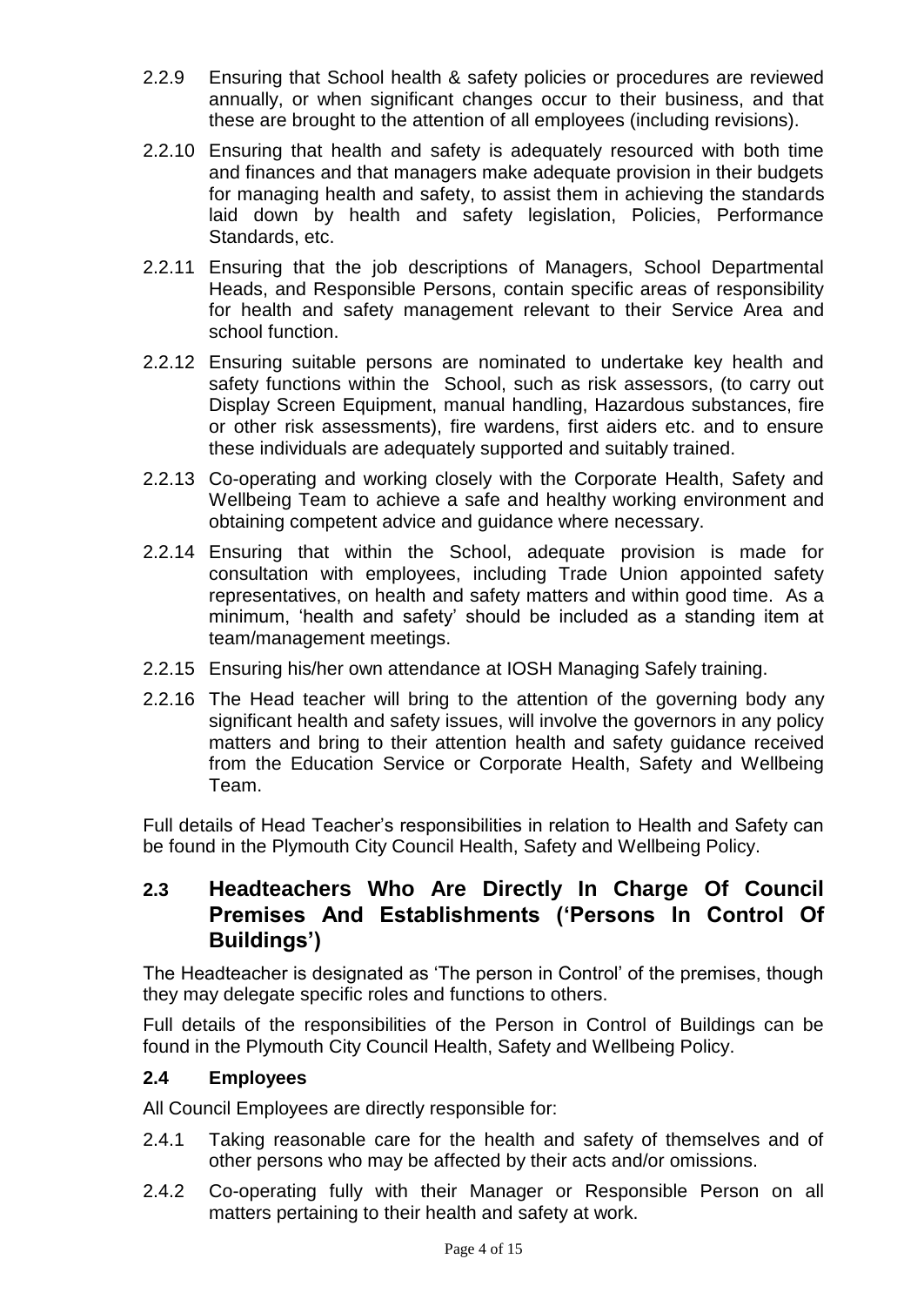2.2.9 Ensuring that School health & safety policies or procedures are reviewed annually, or when significant changes occur to their business, and that these are brought to the attention of all employees (including revisions).

2.2.10 Ensuring that health and safety is adequately resourced with both time and finances and that managers make adequate provision in their budgets for managing health and safety, to assist them in achieving the standards laid down by health and safety legislation, Policies, Performance Standards, etc.

2.2.11 Ensuring that the job descriptions of Managers, School Departmental Heads, and Responsible Persons, contain specific areas of responsibility for health and safety management relevant to their Service Area and school function.

2.2.12 Ensuring suitable persons are nominated to undertake key health and safety functions within the School, such as risk assessors, (to carry out Display Screen Equipment, manual handling, Hazardous substances, fire or other risk assessments), fire wardens, first aiders etc. and to ensure these individuals are adequately supported and suitably trained.

2.2.13 Co-operating and working closely with the Corporate Health, Safety and Wellbeing Team to achieve a safe and healthy working environment and obtaining competent advice and guidance where necessary.

2.2.14 Ensuring that within the School, adequate provision is made for consultation with employees, including Trade Union appointed safety representatives, on health and safety matters and within good time. As a minimum, 'health and safety' should be included as a standing item at team/management meetings.

2.2.15 Ensuring his/her own attendance at IOSH Managing Safely training.

2.2.16 The Head teacher will bring to the attention of the governing body any significant health and safety issues, will involve the governors in any policy matters and bring to their attention health and safety guidance received from the Education Service or Corporate Health, Safety and Wellbeing Team.

Full details of Head Teacher's responsibilities in relation to Health and Safety can be found in the Plymouth City Council Health, Safety and Wellbeing Policy.

## 2.3 Headteachers Who Are Directly In Charge Of Council Premises And Establishments ('Persons In Control Of Buildings')

The Headteacher is designated as 'The person in Control' of the premises, though they may delegate specific roles and functions to others.

Full details of the responsibilities of the Person in Control of Buildings can be found in the Plymouth City Council Health, Safety and Wellbeing Policy.

### 2.4 Employees

All Council Employees are directly responsible for:

2.4.1 Taking reasonable care for the health and safety of themselves and of other persons who may be affected by their acts and/or omissions.

2.4.2 Co-operating fully with their Manager or Responsible Person on all matters pertaining to their health and safety at work.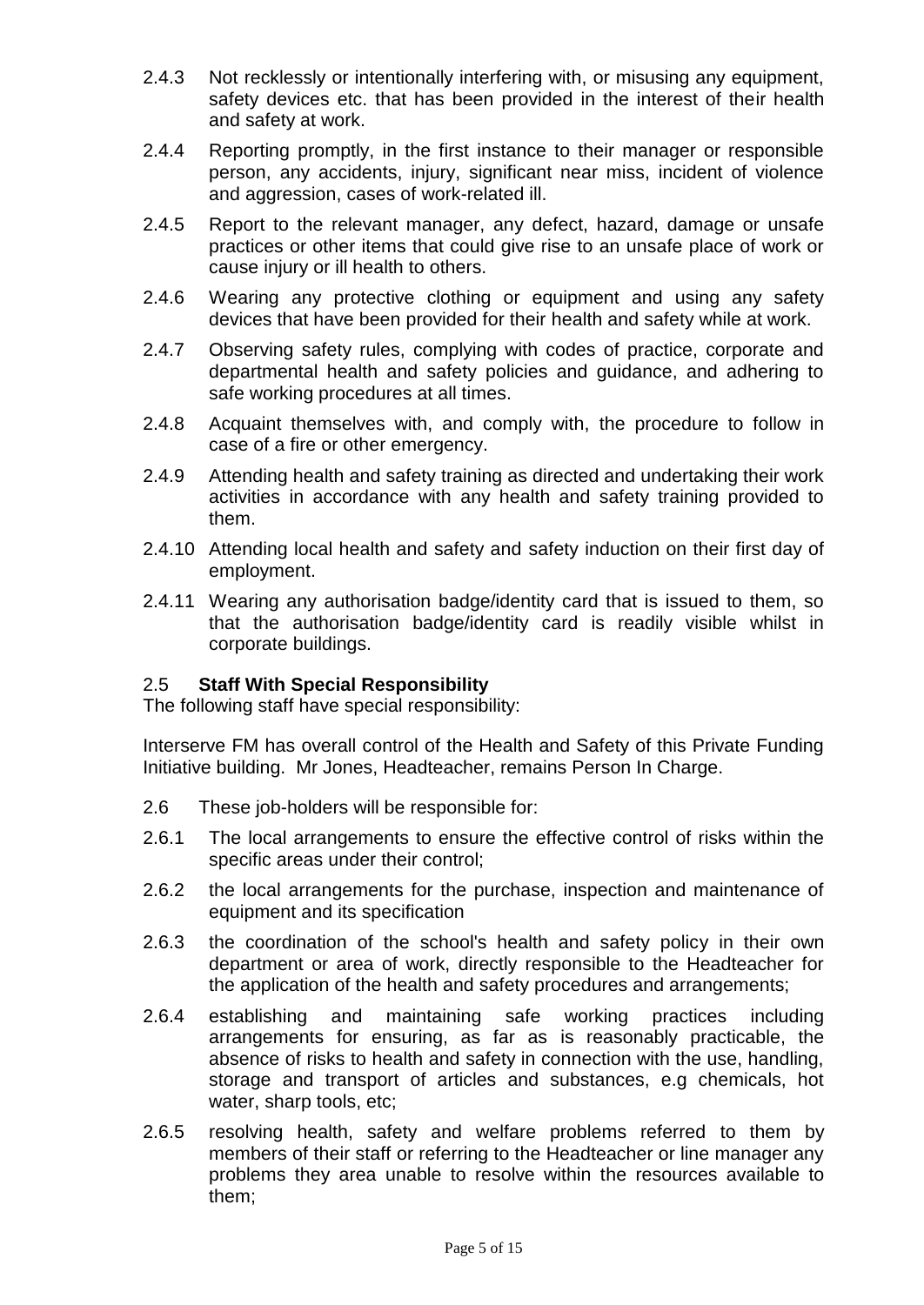2.4.3 Not recklessly or intentionally interfering with, or misusing any equipment, safety devices etc. that has been provided in the interest of their health and safety at work.

2.4.4 Reporting promptly, in the first instance to their manager or responsible person, any accidents, injury, significant near miss, incident of violence and aggression, cases of work-related ill.

2.4.5 Report to the relevant manager, any defect, hazard, damage or unsafe practices or other items that could give rise to an unsafe place of work or cause injury or ill health to others.

2.4.6 Wearing any protective clothing or equipment and using any safety devices that have been provided for their health and safety while at work.

2.4.7 Observing safety rules, complying with codes of practice, corporate and departmental health and safety policies and guidance, and adhering to safe working procedures at all times.

2.4.8 Acquaint themselves with, and comply with, the procedure to follow in case of a fire or other emergency.

2.4.9 Attending health and safety training as directed and undertaking their work activities in accordance with any health and safety training provided to them.

2.4.10 Attending local health and safety and safety induction on their first day of employment.

2.4.11 Wearing any authorisation badge/identity card that is issued to them, so that the authorisation badge/identity card is readily visible whilst in corporate buildings.

### 2.5 Staff With Special Responsibility

The following staff have special responsibility:

Interserve FM has overall control of the Health and Safety of this Private Funding Initiative building. Mr Jones, Headteacher, remains Person In Charge.

2.6 These job-holders will be responsible for:

2.6.1 The local arrangements to ensure the effective control of risks within the specific areas under their control;

2.6.2 the local arrangements for the purchase, inspection and maintenance of equipment and its specification

2.6.3 the coordination of the school's health and safety policy in their own department or area of work, directly responsible to the Headteacher for the application of the health and safety procedures and arrangements;

2.6.4 establishing and maintaining safe working practices including arrangements for ensuring, as far as is reasonably practicable, the absence of risks to health and safety in connection with the use, handling, storage and transport of articles and substances, e.g chemicals, hot water, sharp tools, etc;

2.6.5 resolving health, safety and welfare problems referred to them by members of their staff or referring to the Headteacher or line manager any problems they area unable to resolve within the resources available to them;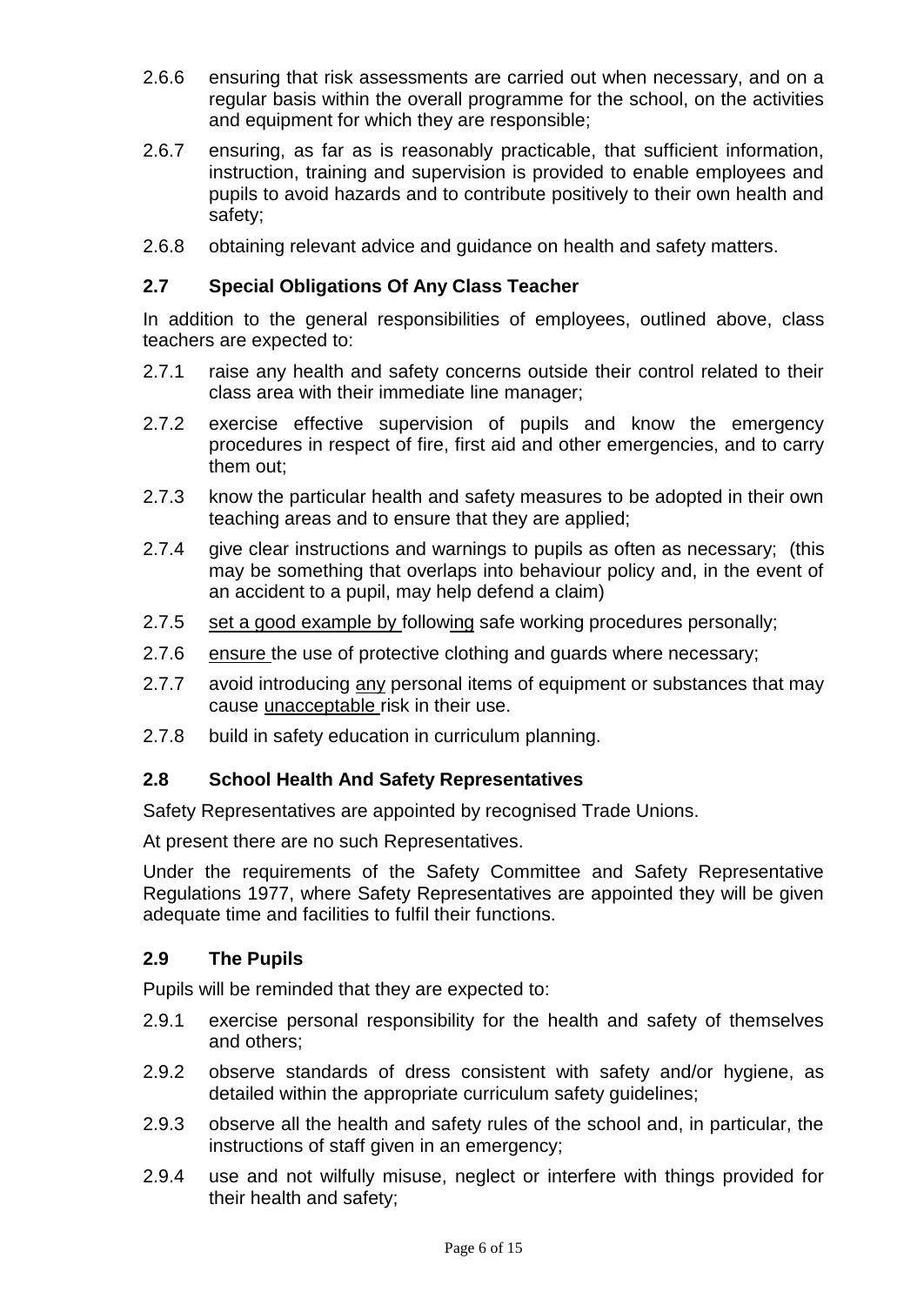2.6.6 ensuring that risk assessments are carried out when necessary, and on a regular basis within the overall programme for the school, on the activities and equipment for which they are responsible;

2.6.7 ensuring, as far as is reasonably practicable, that sufficient information, instruction, training and supervision is provided to enable employees and pupils to avoid hazards and to contribute positively to their own health and safety;

2.6.8 obtaining relevant advice and guidance on health and safety matters.

### 2.7 Special Obligations Of Any Class Teacher

In addition to the general responsibilities of employees, outlined above, class teachers are expected to:

2.7.1 raise any health and safety concerns outside their control related to their class area with their immediate line manager;

2.7.2 exercise effective supervision of pupils and know the emergency procedures in respect of fire, first aid and other emergencies, and to carry them out;

2.7.3 know the particular health and safety measures to be adopted in their own teaching areas and to ensure that they are applied;

2.7.4 give clear instructions and warnings to pupils as often as necessary; (this may be something that overlaps into behaviour policy and, in the event of an accident to a pupil, may help defend a claim)

2.7.5 set a good example by following safe working procedures personally;

2.7.6 ensure the use of protective clothing and guards where necessary;

2.7.7 avoid introducing any personal items of equipment or substances that may cause unacceptable risk in their use.

2.7.8 build in safety education in curriculum planning.

### 2.8 School Health And Safety Representatives

Safety Representatives are appointed by recognised Trade Unions.

At present there are no such Representatives.

Under the requirements of the Safety Committee and Safety Representative Regulations 1977, where Safety Representatives are appointed they will be given adequate time and facilities to fulfil their functions.

### 2.9 The Pupils

Pupils will be reminded that they are expected to:

2.9.1 exercise personal responsibility for the health and safety of themselves and others;

2.9.2 observe standards of dress consistent with safety and/or hygiene, as detailed within the appropriate curriculum safety guidelines;

2.9.3 observe all the health and safety rules of the school and, in particular, the instructions of staff given in an emergency;

2.9.4 use and not wilfully misuse, neglect or interfere with things provided for their health and safety;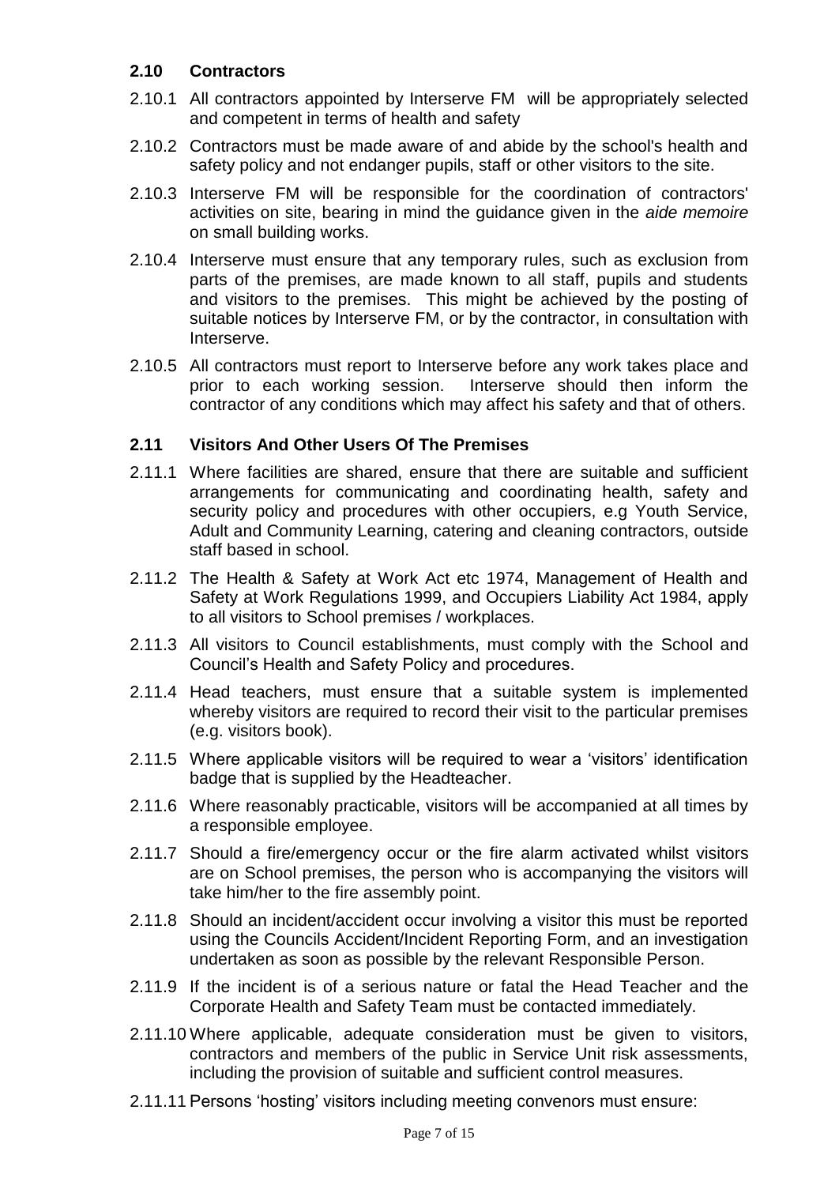### 2.10 Contractors

2.10.1 All contractors appointed by Interserve FM will be appropriately selected and competent in terms of health and safety

2.10.2 Contractors must be made aware of and abide by the school's health and safety policy and not endanger pupils, staff or other visitors to the site.

2.10.3 Interserve FM will be responsible for the coordination of contractors' activities on site, bearing in mind the guidance given in the *aide memoire* on small building works.

2.10.4 Interserve must ensure that any temporary rules, such as exclusion from parts of the premises, are made known to all staff, pupils and students and visitors to the premises. This might be achieved by the posting of suitable notices by Interserve FM, or by the contractor, in consultation with Interserve.

2.10.5 All contractors must report to Interserve before any work takes place and prior to each working session. Interserve should then inform the contractor of any conditions which may affect his safety and that of others.

### 2.11 Visitors And Other Users Of The Premises

2.11.1 Where facilities are shared, ensure that there are suitable and sufficient arrangements for communicating and coordinating health, safety and security policy and procedures with other occupiers, e.g Youth Service, Adult and Community Learning, catering and cleaning contractors, outside staff based in school.

2.11.2 The Health & Safety at Work Act etc 1974, Management of Health and Safety at Work Regulations 1999, and Occupiers Liability Act 1984, apply to all visitors to School premises / workplaces.

2.11.3 All visitors to Council establishments, must comply with the School and Council's Health and Safety Policy and procedures.

2.11.4 Head teachers, must ensure that a suitable system is implemented whereby visitors are required to record their visit to the particular premises (e.g. visitors book).

2.11.5 Where applicable visitors will be required to wear a 'visitors' identification badge that is supplied by the Headteacher.

2.11.6 Where reasonably practicable, visitors will be accompanied at all times by a responsible employee.

2.11.7 Should a fire/emergency occur or the fire alarm activated whilst visitors are on School premises, the person who is accompanying the visitors will take him/her to the fire assembly point.

2.11.8 Should an incident/accident occur involving a visitor this must be reported using the Councils Accident/Incident Reporting Form, and an investigation undertaken as soon as possible by the relevant Responsible Person.

2.11.9 If the incident is of a serious nature or fatal the Head Teacher and the Corporate Health and Safety Team must be contacted immediately.

2.11.10 Where applicable, adequate consideration must be given to visitors, contractors and members of the public in Service Unit risk assessments, including the provision of suitable and sufficient control measures.

2.11.11 Persons 'hosting' visitors including meeting convenors must ensure: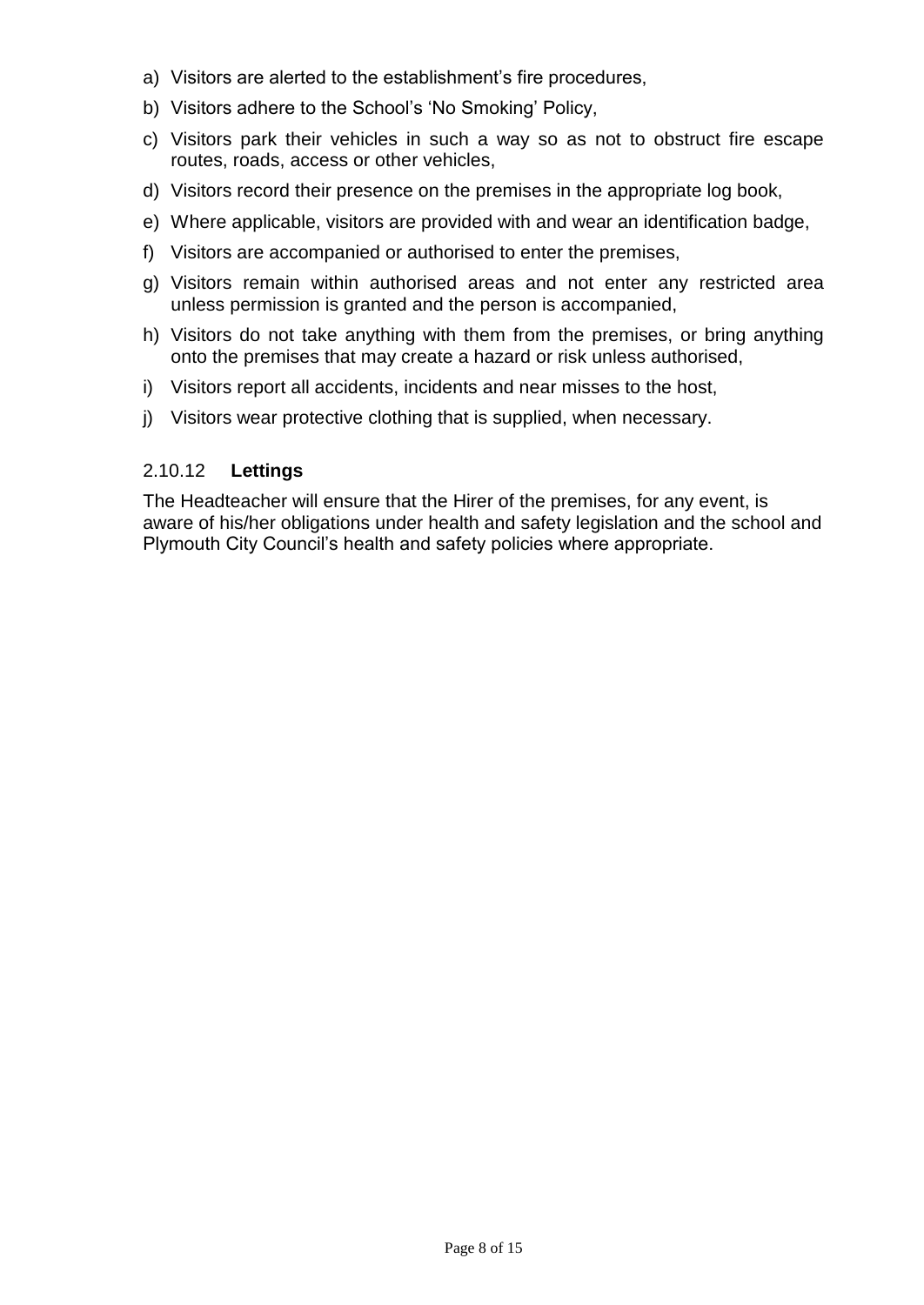a) Visitors are alerted to the establishment's fire procedures,
b) Visitors adhere to the School's 'No Smoking' Policy,
c) Visitors park their vehicles in such a way so as not to obstruct fire escape routes, roads, access or other vehicles,
d) Visitors record their presence on the premises in the appropriate log book,
e) Where applicable, visitors are provided with and wear an identification badge,
f) Visitors are accompanied or authorised to enter the premises,
g) Visitors remain within authorised areas and not enter any restricted area unless permission is granted and the person is accompanied,
h) Visitors do not take anything with them from the premises, or bring anything onto the premises that may create a hazard or risk unless authorised,
i) Visitors report all accidents, incidents and near misses to the host,
j) Visitors wear protective clothing that is supplied, when necessary.

### 2.10.12 **Lettings**

The Headteacher will ensure that the Hirer of the premises, for any event, is aware of his/her obligations under health and safety legislation and the school and Plymouth City Council's health and safety policies where appropriate.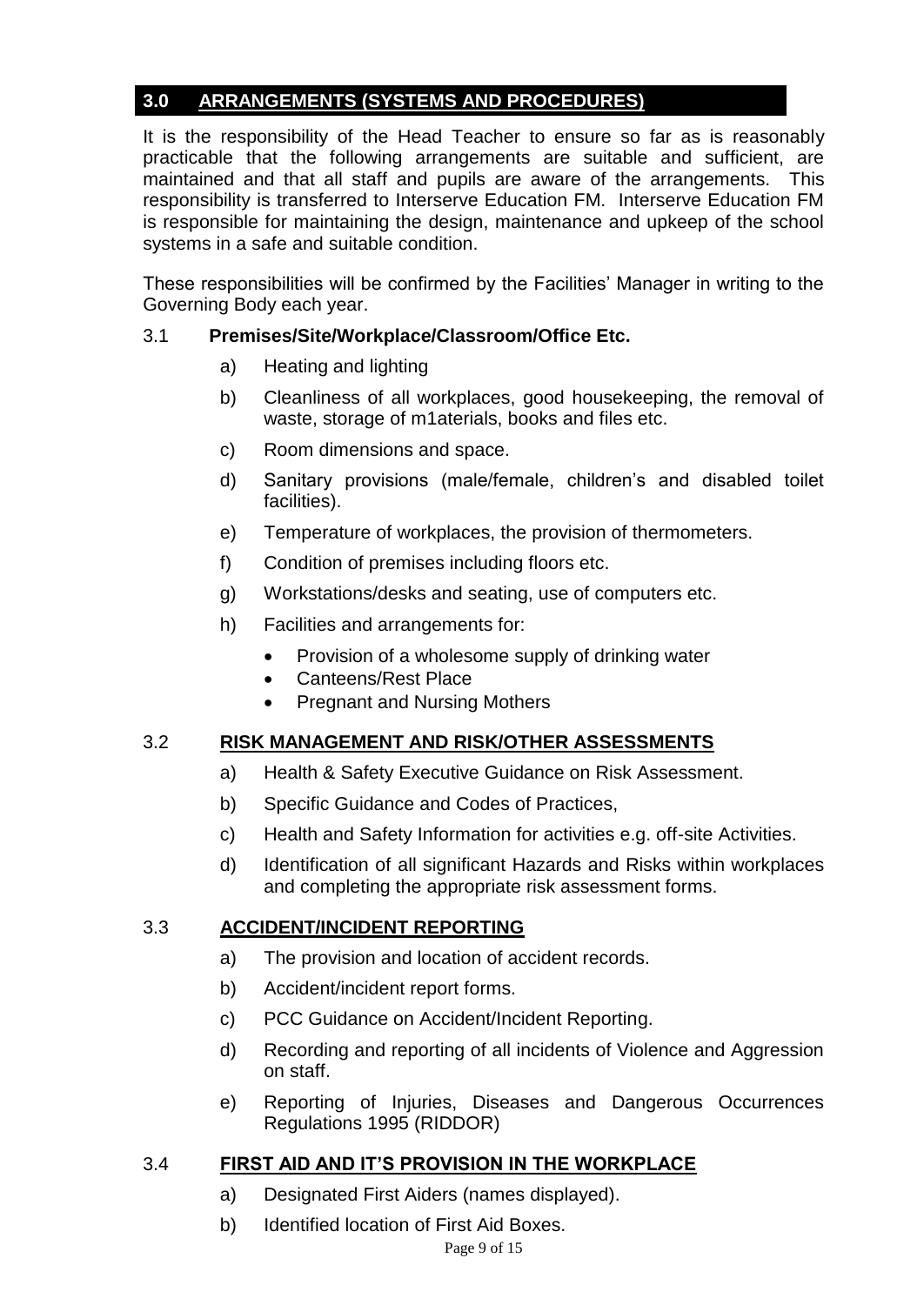## 3.0 ARRANGEMENTS (SYSTEMS AND PROCEDURES)

It is the responsibility of the Head Teacher to ensure so far as is reasonably practicable that the following arrangements are suitable and sufficient, are maintained and that all staff and pupils are aware of the arrangements. This responsibility is transferred to Interserve Education FM. Interserve Education FM is responsible for maintaining the design, maintenance and upkeep of the school systems in a safe and suitable condition.

These responsibilities will be confirmed by the Facilities' Manager in writing to the Governing Body each year.

### 3.1 Premises/Site/Workplace/Classroom/Office Etc.

a) Heating and lighting

b) Cleanliness of all workplaces, good housekeeping, the removal of waste, storage of m1aterials, books and files etc.

c) Room dimensions and space.

d) Sanitary provisions (male/female, children's and disabled toilet facilities).

e) Temperature of workplaces, the provision of thermometers.

f) Condition of premises including floors etc.

g) Workstations/desks and seating, use of computers etc.

h) Facilities and arrangements for:

- Provision of a wholesome supply of drinking water
- Canteens/Rest Place
- Pregnant and Nursing Mothers

### 3.2 RISK MANAGEMENT AND RISK/OTHER ASSESSMENTS

a) Health & Safety Executive Guidance on Risk Assessment.

b) Specific Guidance and Codes of Practices,

c) Health and Safety Information for activities e.g. off-site Activities.

d) Identification of all significant Hazards and Risks within workplaces and completing the appropriate risk assessment forms.

### 3.3 ACCIDENT/INCIDENT REPORTING

a) The provision and location of accident records.

b) Accident/incident report forms.

c) PCC Guidance on Accident/Incident Reporting.

d) Recording and reporting of all incidents of Violence and Aggression on staff.

e) Reporting of Injuries, Diseases and Dangerous Occurrences Regulations 1995 (RIDDOR)

### 3.4 FIRST AID AND IT'S PROVISION IN THE WORKPLACE

a) Designated First Aiders (names displayed).

b) Identified location of First Aid Boxes.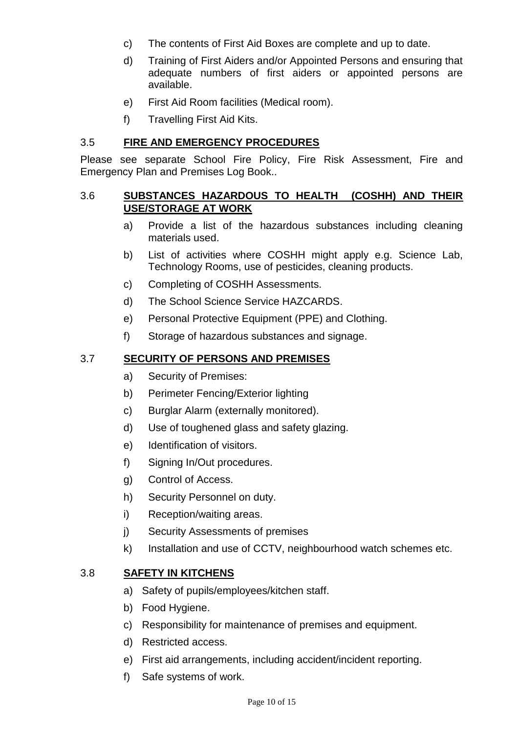c) The contents of First Aid Boxes are complete and up to date.

d) Training of First Aiders and/or Appointed Persons and ensuring that adequate numbers of first aiders or appointed persons are available.

e) First Aid Room facilities (Medical room).

f) Travelling First Aid Kits.

### 3.5 FIRE AND EMERGENCY PROCEDURES

Please see separate School Fire Policy, Fire Risk Assessment, Fire and Emergency Plan and Premises Log Book..

### 3.6 SUBSTANCES HAZARDOUS TO HEALTH (COSHH) AND THEIR USE/STORAGE AT WORK

a) Provide a list of the hazardous substances including cleaning materials used.

b) List of activities where COSHH might apply e.g. Science Lab, Technology Rooms, use of pesticides, cleaning products.

c) Completing of COSHH Assessments.

d) The School Science Service HAZCARDS.

e) Personal Protective Equipment (PPE) and Clothing.

f) Storage of hazardous substances and signage.

### 3.7 SECURITY OF PERSONS AND PREMISES

a) Security of Premises:

b) Perimeter Fencing/Exterior lighting

c) Burglar Alarm (externally monitored).

d) Use of toughened glass and safety glazing.

e) Identification of visitors.

f) Signing In/Out procedures.

g) Control of Access.

h) Security Personnel on duty.

i) Reception/waiting areas.

j) Security Assessments of premises

k) Installation and use of CCTV, neighbourhood watch schemes etc.

### 3.8 SAFETY IN KITCHENS

a) Safety of pupils/employees/kitchen staff.

b) Food Hygiene.

c) Responsibility for maintenance of premises and equipment.

d) Restricted access.

e) First aid arrangements, including accident/incident reporting.

f) Safe systems of work.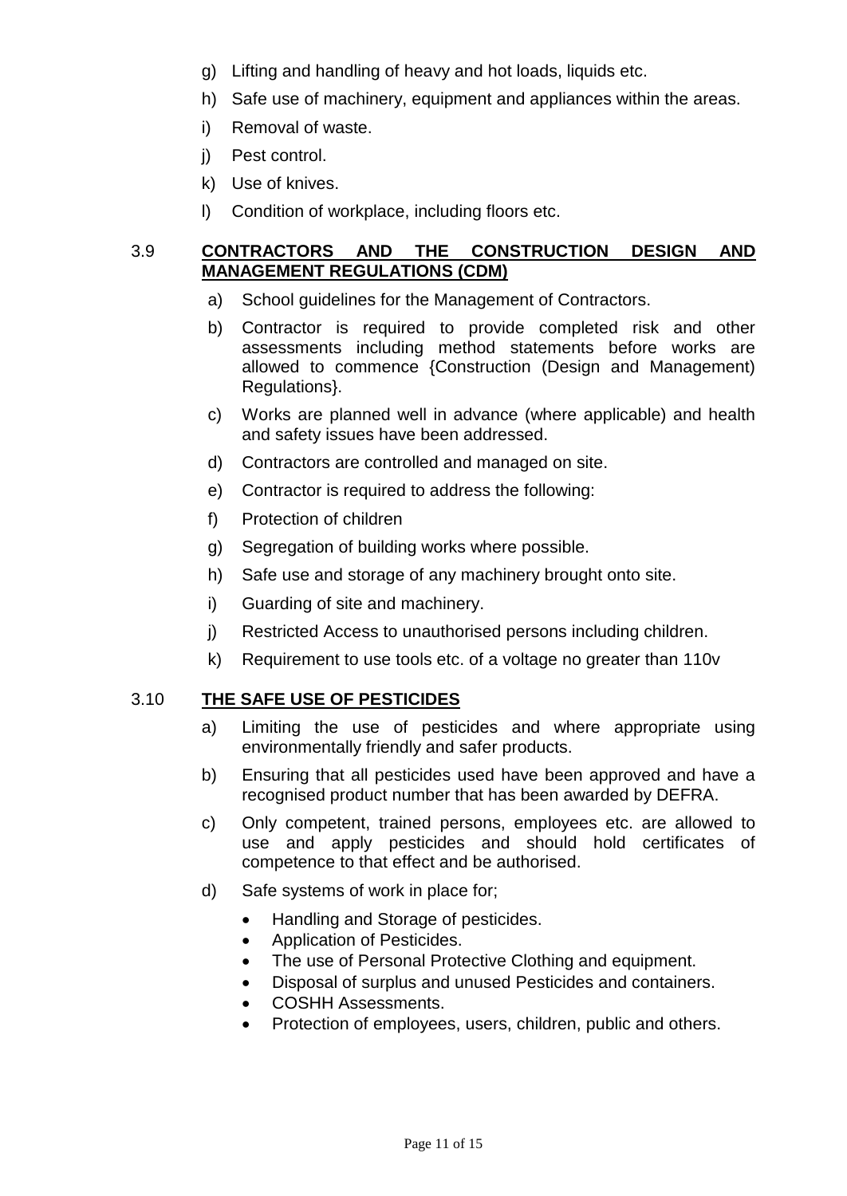g) Lifting and handling of heavy and hot loads, liquids etc.

h) Safe use of machinery, equipment and appliances within the areas.

i) Removal of waste.

j) Pest control.

k) Use of knives.

l) Condition of workplace, including floors etc.

## 3.9 CONTRACTORS AND THE CONSTRUCTION DESIGN AND MANAGEMENT REGULATIONS (CDM)

a) School guidelines for the Management of Contractors.

b) Contractor is required to provide completed risk and other assessments including method statements before works are allowed to commence {Construction (Design and Management) Regulations}.

c) Works are planned well in advance (where applicable) and health and safety issues have been addressed.

d) Contractors are controlled and managed on site.

e) Contractor is required to address the following:

f) Protection of children

g) Segregation of building works where possible.

h) Safe use and storage of any machinery brought onto site.

i) Guarding of site and machinery.

j) Restricted Access to unauthorised persons including children.

k) Requirement to use tools etc. of a voltage no greater than 110v

## 3.10 THE SAFE USE OF PESTICIDES

a) Limiting the use of pesticides and where appropriate using environmentally friendly and safer products.

b) Ensuring that all pesticides used have been approved and have a recognised product number that has been awarded by DEFRA.

c) Only competent, trained persons, employees etc. are allowed to use and apply pesticides and should hold certificates of competence to that effect and be authorised.

d) Safe systems of work in place for;

- Handling and Storage of pesticides.
- Application of Pesticides.
- The use of Personal Protective Clothing and equipment.
- Disposal of surplus and unused Pesticides and containers.
- COSHH Assessments.
- Protection of employees, users, children, public and others.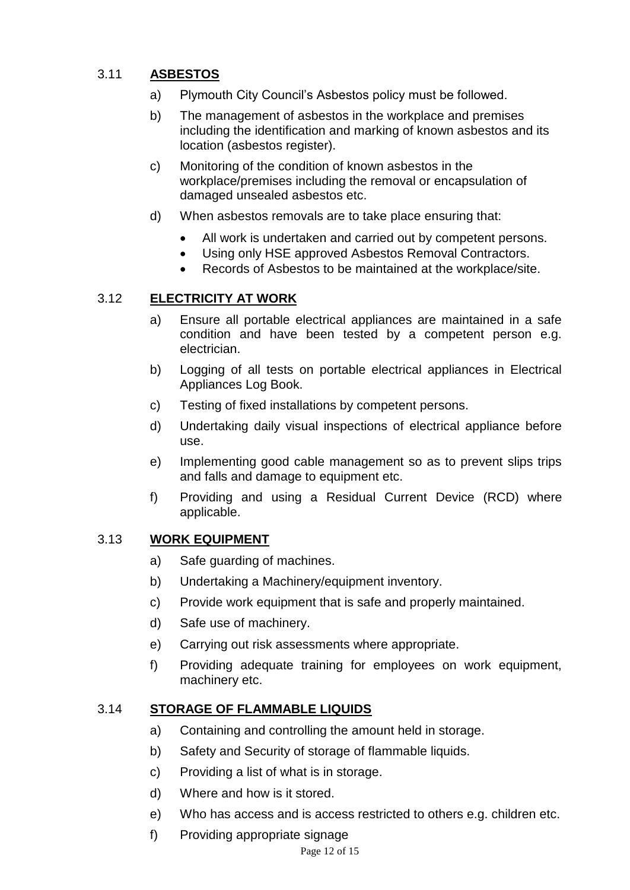## 3.11 **ASBESTOS**

a) Plymouth City Council's Asbestos policy must be followed.

b) The management of asbestos in the workplace and premises including the identification and marking of known asbestos and its location (asbestos register).

c) Monitoring of the condition of known asbestos in the workplace/premises including the removal or encapsulation of damaged unsealed asbestos etc.

d) When asbestos removals are to take place ensuring that:

- All work is undertaken and carried out by competent persons.
- Using only HSE approved Asbestos Removal Contractors.
- Records of Asbestos to be maintained at the workplace/site.

## 3.12 **ELECTRICITY AT WORK**

a) Ensure all portable electrical appliances are maintained in a safe condition and have been tested by a competent person e.g. electrician.

b) Logging of all tests on portable electrical appliances in Electrical Appliances Log Book.

c) Testing of fixed installations by competent persons.

d) Undertaking daily visual inspections of electrical appliance before use.

e) Implementing good cable management so as to prevent slips trips and falls and damage to equipment etc.

f) Providing and using a Residual Current Device (RCD) where applicable.

## 3.13 **WORK EQUIPMENT**

a) Safe guarding of machines.

b) Undertaking a Machinery/equipment inventory.

c) Provide work equipment that is safe and properly maintained.

d) Safe use of machinery.

e) Carrying out risk assessments where appropriate.

f) Providing adequate training for employees on work equipment, machinery etc.

## 3.14 **STORAGE OF FLAMMABLE LIQUIDS**

a) Containing and controlling the amount held in storage.

b) Safety and Security of storage of flammable liquids.

c) Providing a list of what is in storage.

d) Where and how is it stored.

e) Who has access and is access restricted to others e.g. children etc.

f) Providing appropriate signage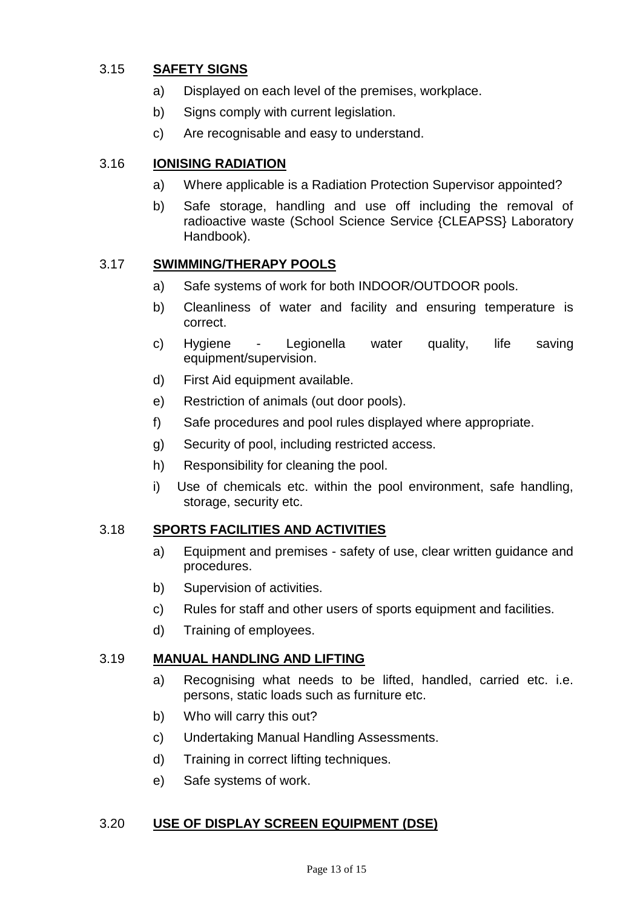### 3.15 **SAFETY SIGNS**

a) Displayed on each level of the premises, workplace.

b) Signs comply with current legislation.

c) Are recognisable and easy to understand.

### 3.16 **IONISING RADIATION**

a) Where applicable is a Radiation Protection Supervisor appointed?

b) Safe storage, handling and use off including the removal of radioactive waste (School Science Service {CLEAPSS} Laboratory Handbook).

### 3.17 **SWIMMING/THERAPY POOLS**

a) Safe systems of work for both INDOOR/OUTDOOR pools.

b) Cleanliness of water and facility and ensuring temperature is correct.

c) Hygiene - Legionella water quality, life saving equipment/supervision.

d) First Aid equipment available.

e) Restriction of animals (out door pools).

f) Safe procedures and pool rules displayed where appropriate.

g) Security of pool, including restricted access.

h) Responsibility for cleaning the pool.

i) Use of chemicals etc. within the pool environment, safe handling, storage, security etc.

### 3.18 **SPORTS FACILITIES AND ACTIVITIES**

a) Equipment and premises - safety of use, clear written guidance and procedures.

b) Supervision of activities.

c) Rules for staff and other users of sports equipment and facilities.

d) Training of employees.

### 3.19 **MANUAL HANDLING AND LIFTING**

a) Recognising what needs to be lifted, handled, carried etc. i.e. persons, static loads such as furniture etc.

b) Who will carry this out?

c) Undertaking Manual Handling Assessments.

d) Training in correct lifting techniques.

e) Safe systems of work.

### 3.20 **USE OF DISPLAY SCREEN EQUIPMENT (DSE)**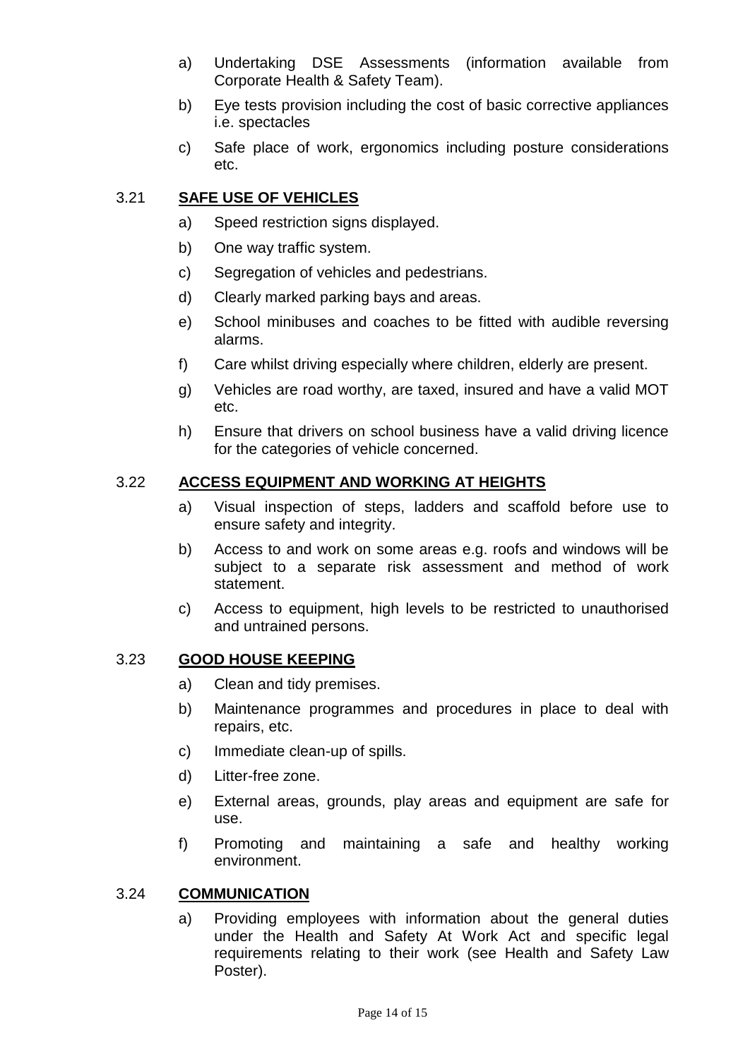a) Undertaking DSE Assessments (information available from Corporate Health & Safety Team).

b) Eye tests provision including the cost of basic corrective appliances i.e. spectacles

c) Safe place of work, ergonomics including posture considerations etc.

## 3.21 SAFE USE OF VEHICLES

a) Speed restriction signs displayed.

b) One way traffic system.

c) Segregation of vehicles and pedestrians.

d) Clearly marked parking bays and areas.

e) School minibuses and coaches to be fitted with audible reversing alarms.

f) Care whilst driving especially where children, elderly are present.

g) Vehicles are road worthy, are taxed, insured and have a valid MOT etc.

h) Ensure that drivers on school business have a valid driving licence for the categories of vehicle concerned.

## 3.22 ACCESS EQUIPMENT AND WORKING AT HEIGHTS

a) Visual inspection of steps, ladders and scaffold before use to ensure safety and integrity.

b) Access to and work on some areas e.g. roofs and windows will be subject to a separate risk assessment and method of work statement.

c) Access to equipment, high levels to be restricted to unauthorised and untrained persons.

## 3.23 GOOD HOUSE KEEPING

a) Clean and tidy premises.

b) Maintenance programmes and procedures in place to deal with repairs, etc.

c) Immediate clean-up of spills.

d) Litter-free zone.

e) External areas, grounds, play areas and equipment are safe for use.

f) Promoting and maintaining a safe and healthy working environment.

## 3.24 COMMUNICATION

a) Providing employees with information about the general duties under the Health and Safety At Work Act and specific legal requirements relating to their work (see Health and Safety Law Poster).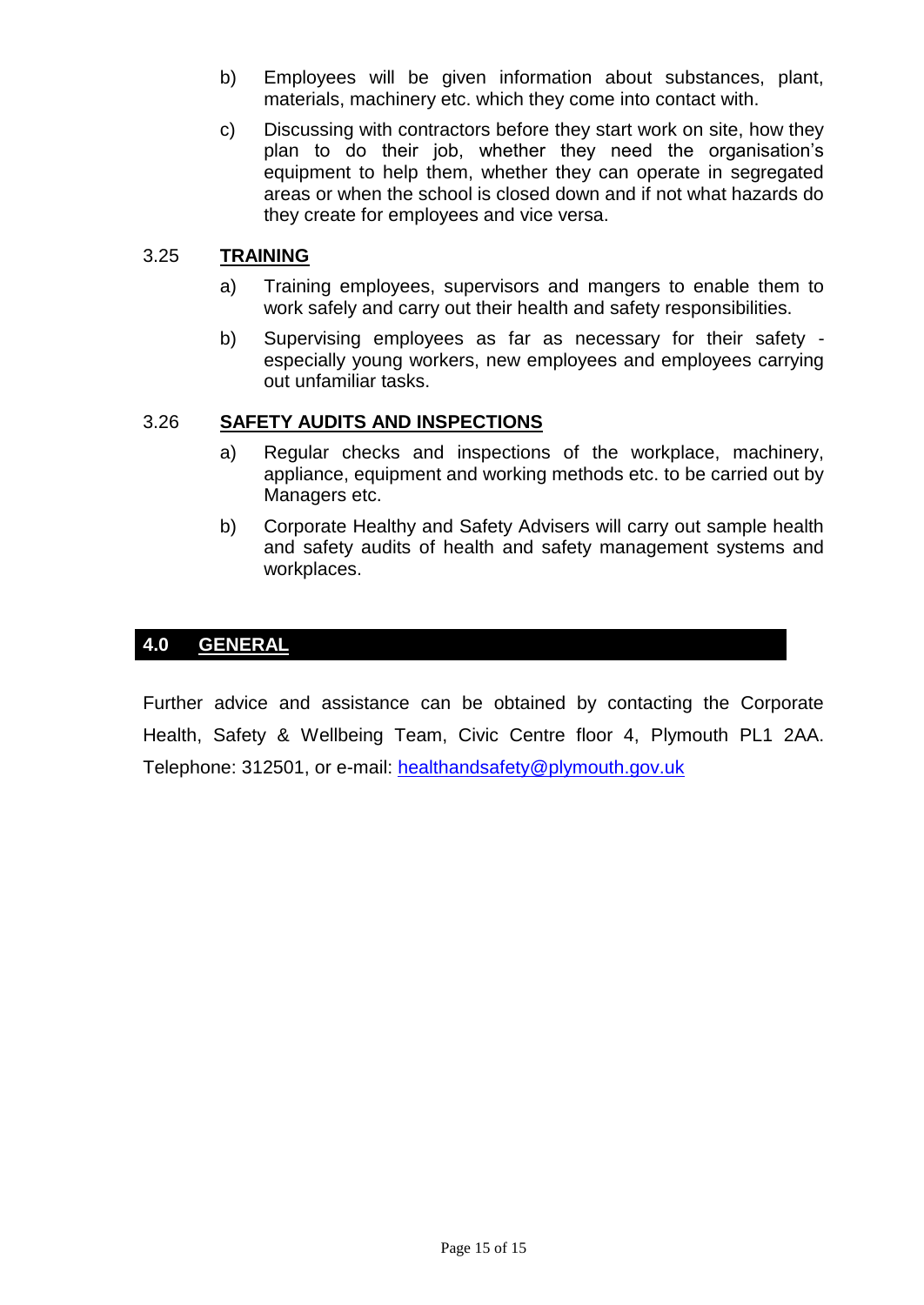b) Employees will be given information about substances, plant, materials, machinery etc. which they come into contact with.

c) Discussing with contractors before they start work on site, how they plan to do their job, whether they need the organisation's equipment to help them, whether they can operate in segregated areas or when the school is closed down and if not what hazards do they create for employees and vice versa.

### 3.25 TRAINING

a) Training employees, supervisors and mangers to enable them to work safely and carry out their health and safety responsibilities.

b) Supervising employees as far as necessary for their safety - especially young workers, new employees and employees carrying out unfamiliar tasks.

### 3.26 SAFETY AUDITS AND INSPECTIONS

a) Regular checks and inspections of the workplace, machinery, appliance, equipment and working methods etc. to be carried out by Managers etc.

b) Corporate Healthy and Safety Advisers will carry out sample health and safety audits of health and safety management systems and workplaces.

## 4.0 GENERAL

Further advice and assistance can be obtained by contacting the Corporate Health, Safety & Wellbeing Team, Civic Centre floor 4, Plymouth PL1 2AA. Telephone: 312501, or e-mail: [healthandsafety@plymouth.gov.uk](mailto:healthandsafety@plymouth.gov.uk)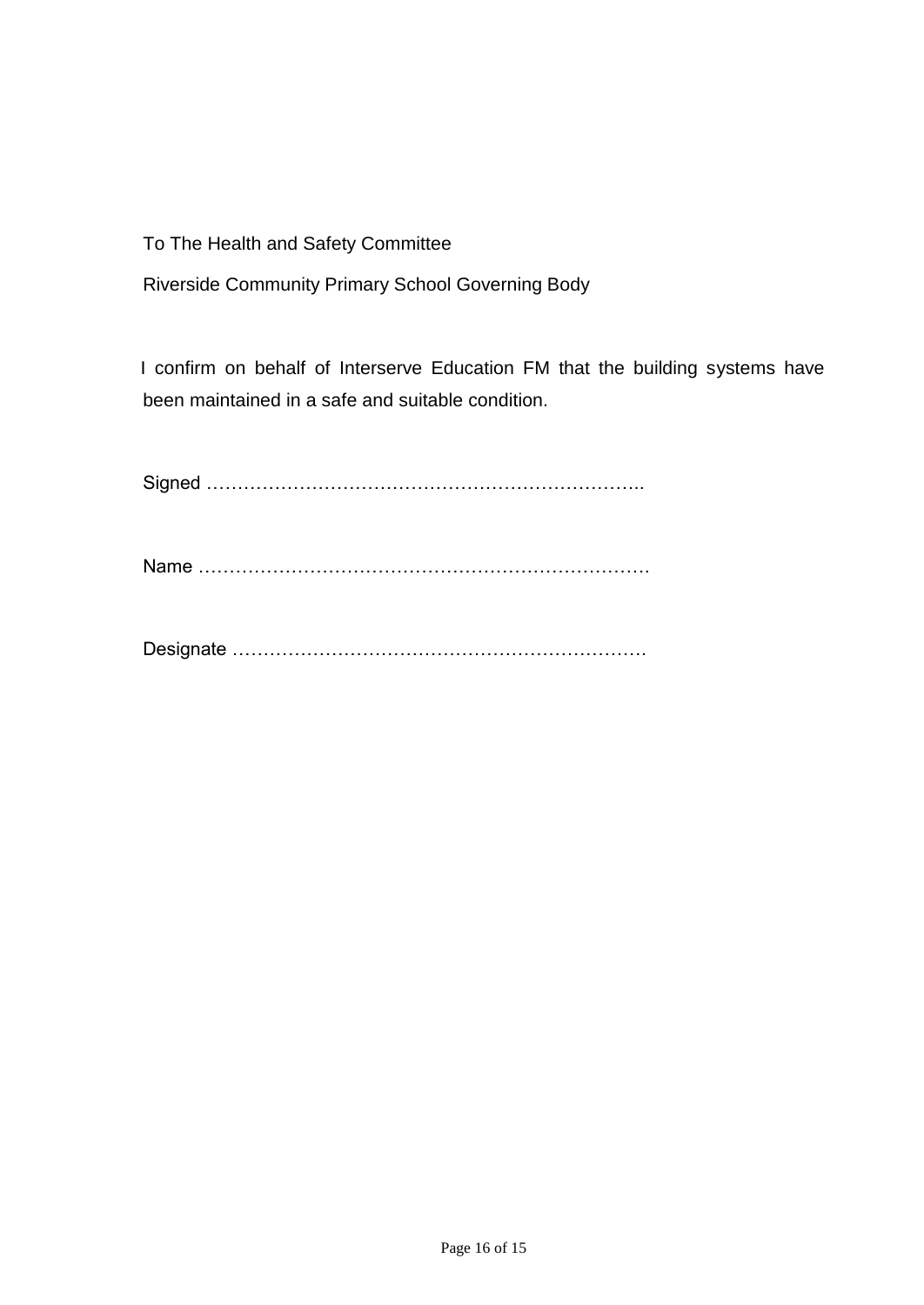To The Health and Safety Committee

Riverside Community Primary School Governing Body

I confirm on behalf of Interserve Education FM that the building systems have been maintained in a safe and suitable condition.

Signed ………………………………………………………………..

Name ……………………………………………………………….

Designate ………………………………………………………….